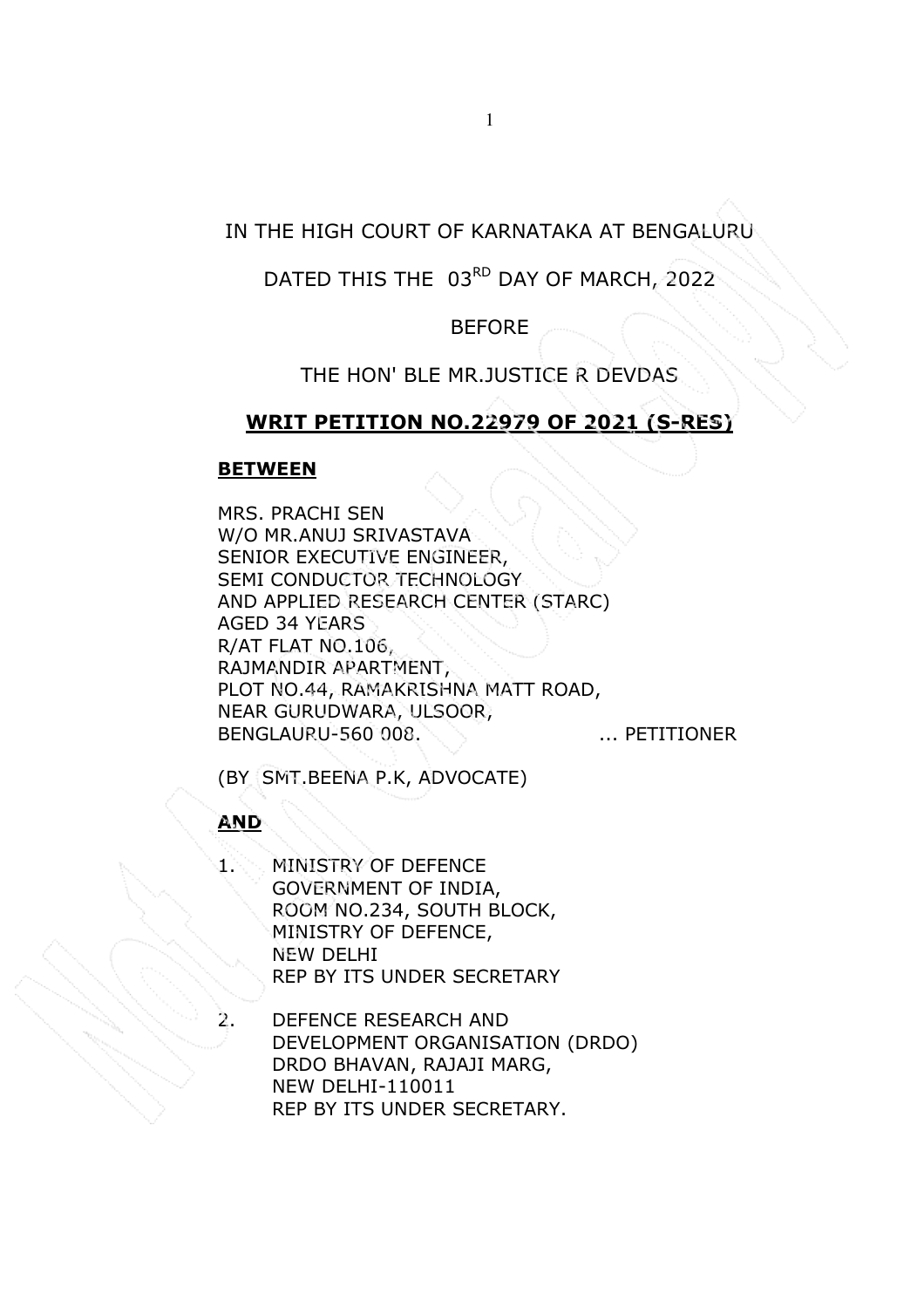IN THE HIGH COURT OF KARNATAKA AT BENGALURU

DATED THIS THE 03RD DAY OF MARCH, 2022

BEFORE

THE HON' BLE MR.JUSTICE R DEVDAS

**WRIT PETITION NO.22979 OF 2021 (S-RES)**

**BETWEEN**

MRS. PRACHI SEN
W/O MR.ANUJ SRIVASTAVA
SENIOR EXECUTIVE ENGINEER,
SEMI CONDUCTOR TECHNOLOGY
AND APPLIED RESEARCH CENTER (STARC)
AGED 34 YEARS
R/AT FLAT NO.106,
RAJMANDIR APARTMENT,
PLOT NO.44, RAMAKRISHNA MATT ROAD,
NEAR GURUDWARA, ULSOOR,
BENGLAURU-560 008. ... PETITIONER

(BY SMT.BEENA P.K, ADVOCATE)

**AND**

1. MINISTRY OF DEFENCE
   GOVERNMENT OF INDIA,
   ROOM NO.234, SOUTH BLOCK,
   MINISTRY OF DEFENCE,
   NEW DELHI
   REP BY ITS UNDER SECRETARY

2. DEFENCE RESEARCH AND
   DEVELOPMENT ORGANISATION (DRDO)
   DRDO BHAVAN, RAJAJI MARG,
   NEW DELHI-110011
   REP BY ITS UNDER SECRETARY.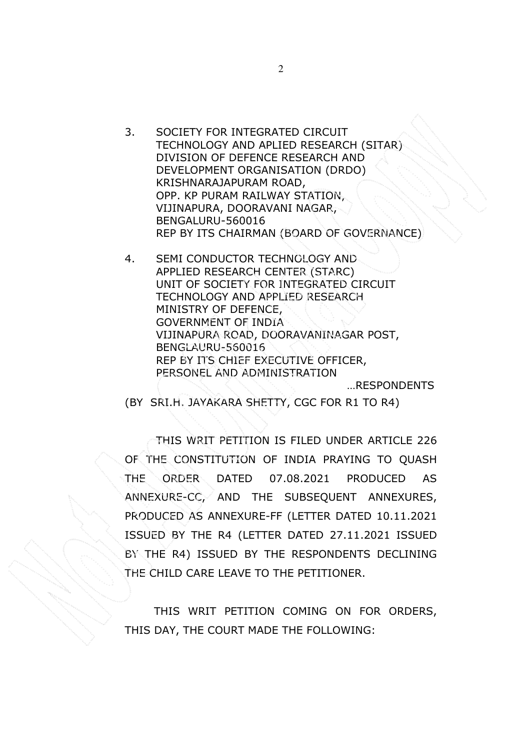3. SOCIETY FOR INTEGRATED CIRCUIT TECHNOLOGY AND APLIED RESEARCH (SITAR) DIVISION OF DEFENCE RESEARCH AND DEVELOPMENT ORGANISATION (DRDO) KRISHNARAJAPURAM ROAD, OPP. KP PURAM RAILWAY STATION, VIJINAPURA, DOORAVANI NAGAR, BENGALURU-560016 REP BY ITS CHAIRMAN (BOARD OF GOVERNANCE)

4. SEMI CONDUCTOR TECHNOLOGY AND APPLIED RESEARCH CENTER (STARC) UNIT OF SOCIETY FOR INTEGRATED CIRCUIT TECHNOLOGY AND APPLIED RESEARCH MINISTRY OF DEFENCE, GOVERNMENT OF INDIA VIJINAPURA ROAD, DOORAVANINAGAR POST, BENGLAURU-560016 REP BY ITS CHIEF EXECUTIVE OFFICER, PERSONEL AND ADMINISTRATION

...RESPONDENTS

(BY SRI.H. JAYAKARA SHETTY, CGC FOR R1 TO R4)

THIS WRIT PETITION IS FILED UNDER ARTICLE 226 OF THE CONSTITUTION OF INDIA PRAYING TO QUASH THE ORDER DATED 07.08.2021 PRODUCED AS ANNEXURE-CC, AND THE SUBSEQUENT ANNEXURES, PRODUCED AS ANNEXURE-FF (LETTER DATED 10.11.2021 ISSUED BY THE R4 (LETTER DATED 27.11.2021 ISSUED BY THE R4) ISSUED BY THE RESPONDENTS DECLINING THE CHILD CARE LEAVE TO THE PETITIONER.

THIS WRIT PETITION COMING ON FOR ORDERS, THIS DAY, THE COURT MADE THE FOLLOWING: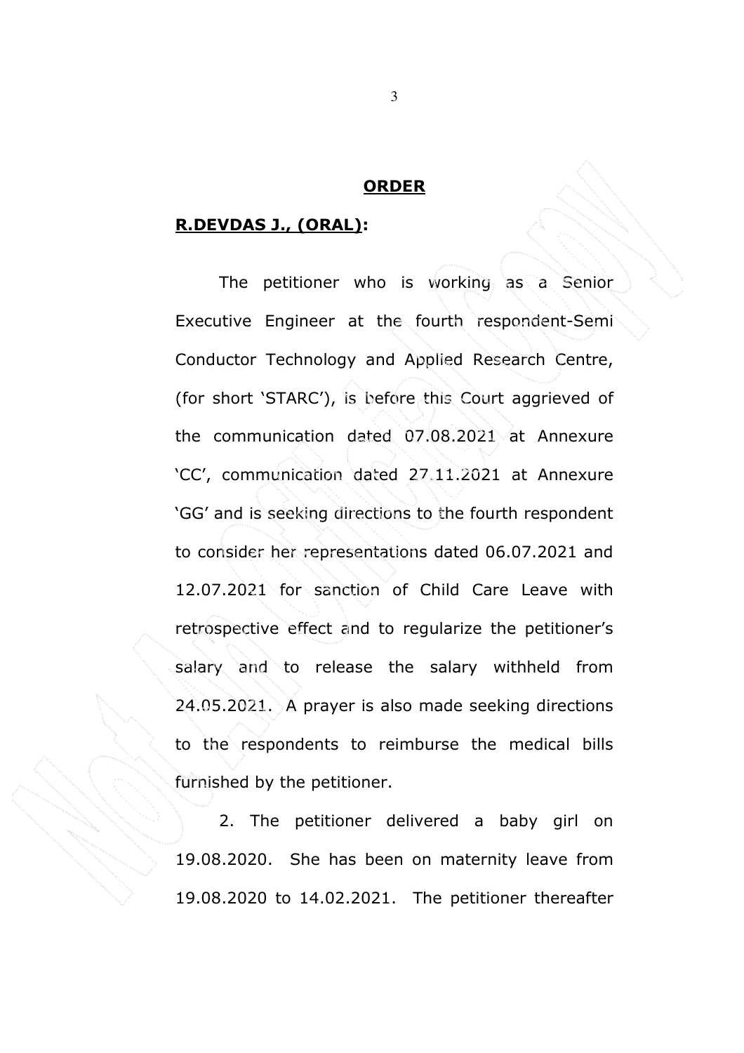**ORDER**

**R.DEVDAS J., (ORAL):**

The petitioner who is working as a Senior Executive Engineer at the fourth respondent-Semi Conductor Technology and Applied Research Centre, (for short 'STARC'), is before this Court aggrieved of the communication dated 07.08.2021 at Annexure 'CC', communication dated 27.11.2021 at Annexure 'GG' and is seeking directions to the fourth respondent to consider her representations dated 06.07.2021 and 12.07.2021 for sanction of Child Care Leave with retrospective effect and to regularize the petitioner's salary and to release the salary withheld from 24.05.2021. A prayer is also made seeking directions to the respondents to reimburse the medical bills furnished by the petitioner.

2. The petitioner delivered a baby girl on 19.08.2020. She has been on maternity leave from 19.08.2020 to 14.02.2021. The petitioner thereafter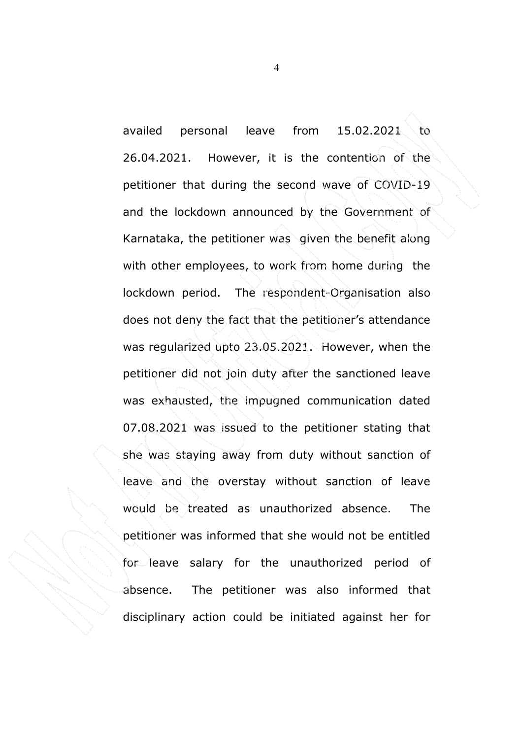availed personal leave from 15.02.2021 to 26.04.2021. However, it is the contention of the petitioner that during the second wave of COVID-19 and the lockdown announced by the Government of Karnataka, the petitioner was given the benefit along with other employees, to work from home during the lockdown period. The respondent-Organisation also does not deny the fact that the petitioner's attendance was regularized upto 23.05.2021. However, when the petitioner did not join duty after the sanctioned leave was exhausted, the impugned communication dated 07.08.2021 was issued to the petitioner stating that she was staying away from duty without sanction of leave and the overstay without sanction of leave would be treated as unauthorized absence. The petitioner was informed that she would not be entitled for leave salary for the unauthorized period of absence. The petitioner was also informed that disciplinary action could be initiated against her for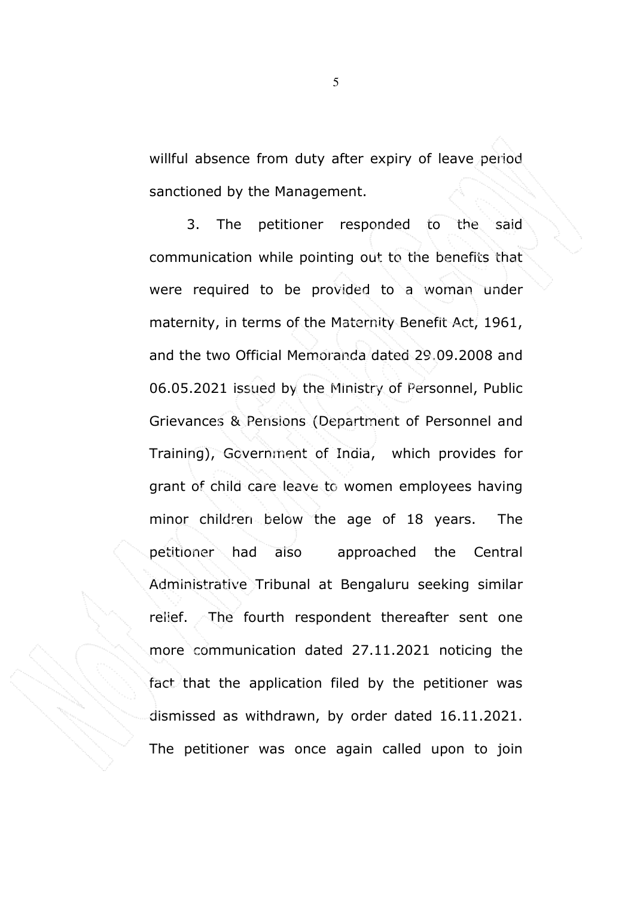willful absence from duty after expiry of leave period sanctioned by the Management.

3. The petitioner responded to the said communication while pointing out to the benefits that were required to be provided to a woman under maternity, in terms of the Maternity Benefit Act, 1961, and the two Official Memoranda dated 29.09.2008 and 06.05.2021 issued by the Ministry of Personnel, Public Grievances & Pensions (Department of Personnel and Training), Government of India, which provides for grant of child care leave to women employees having minor children below the age of 18 years. The petitioner had also approached the Central Administrative Tribunal at Bengaluru seeking similar relief. The fourth respondent thereafter sent one more communication dated 27.11.2021 noticing the fact that the application filed by the petitioner was dismissed as withdrawn, by order dated 16.11.2021. The petitioner was once again called upon to join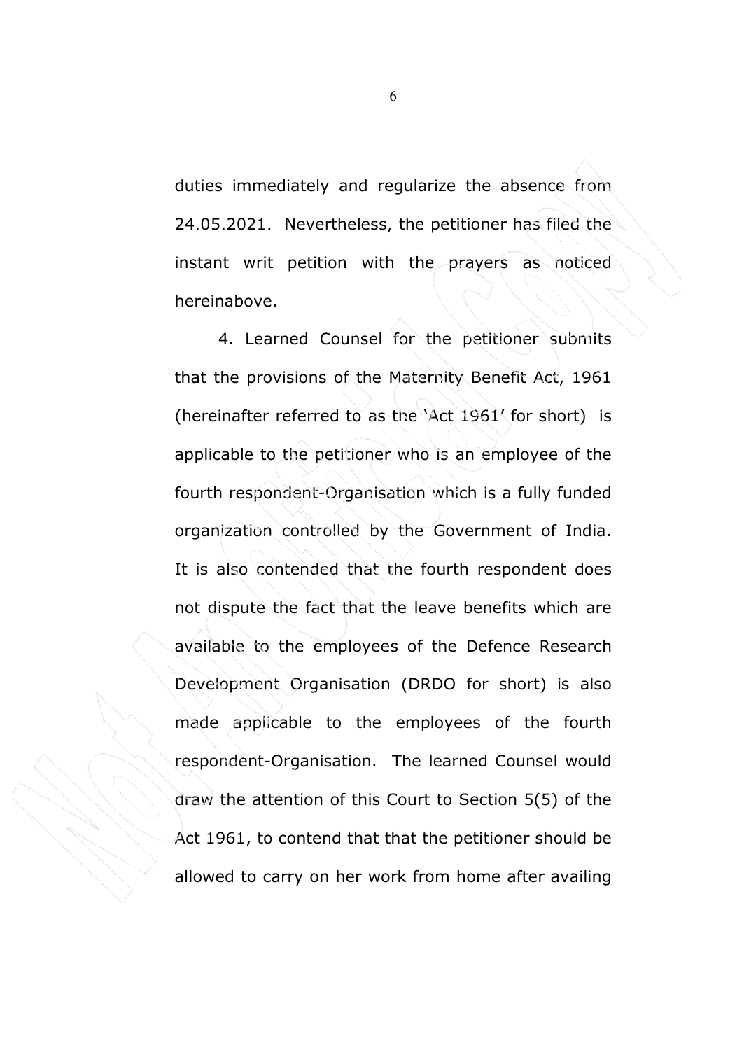duties immediately and regularize the absence from 24.05.2021. Nevertheless, the petitioner has filed the instant writ petition with the prayers as noticed hereinabove.

4. Learned Counsel for the petitioner submits that the provisions of the Maternity Benefit Act, 1961 (hereinafter referred to as the 'Act 1961' for short) is applicable to the petitioner who is an employee of the fourth respondent-Organisation which is a fully funded organization controlled by the Government of India. It is also contended that the fourth respondent does not dispute the fact that the leave benefits which are available to the employees of the Defence Research Development Organisation (DRDO for short) is also made applicable to the employees of the fourth respondent-Organisation. The learned Counsel would draw the attention of this Court to Section 5(5) of the Act 1961, to contend that that the petitioner should be allowed to carry on her work from home after availing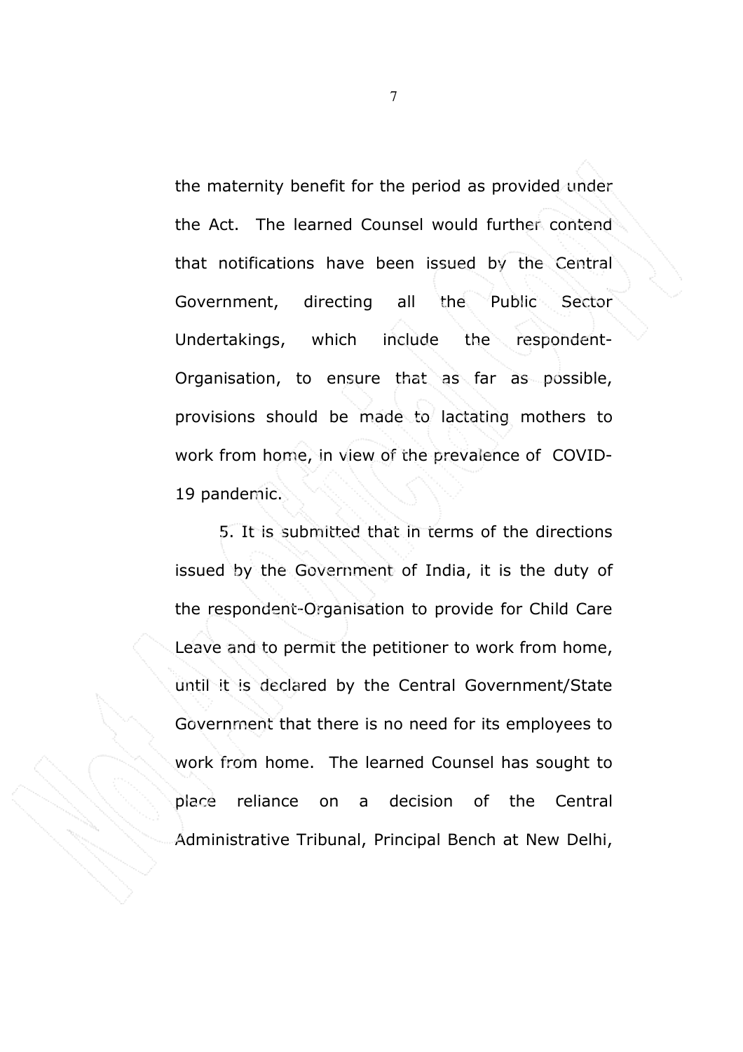the maternity benefit for the period as provided under the Act. The learned Counsel would further contend that notifications have been issued by the Central Government, directing all the Public Sector Undertakings, which include the respondent-Organisation, to ensure that as far as possible, provisions should be made to lactating mothers to work from home, in view of the prevalence of COVID-19 pandemic.

5. It is submitted that in terms of the directions issued by the Government of India, it is the duty of the respondent-Organisation to provide for Child Care Leave and to permit the petitioner to work from home, until it is declared by the Central Government/State Government that there is no need for its employees to work from home. The learned Counsel has sought to place reliance on a decision of the Central Administrative Tribunal, Principal Bench at New Delhi,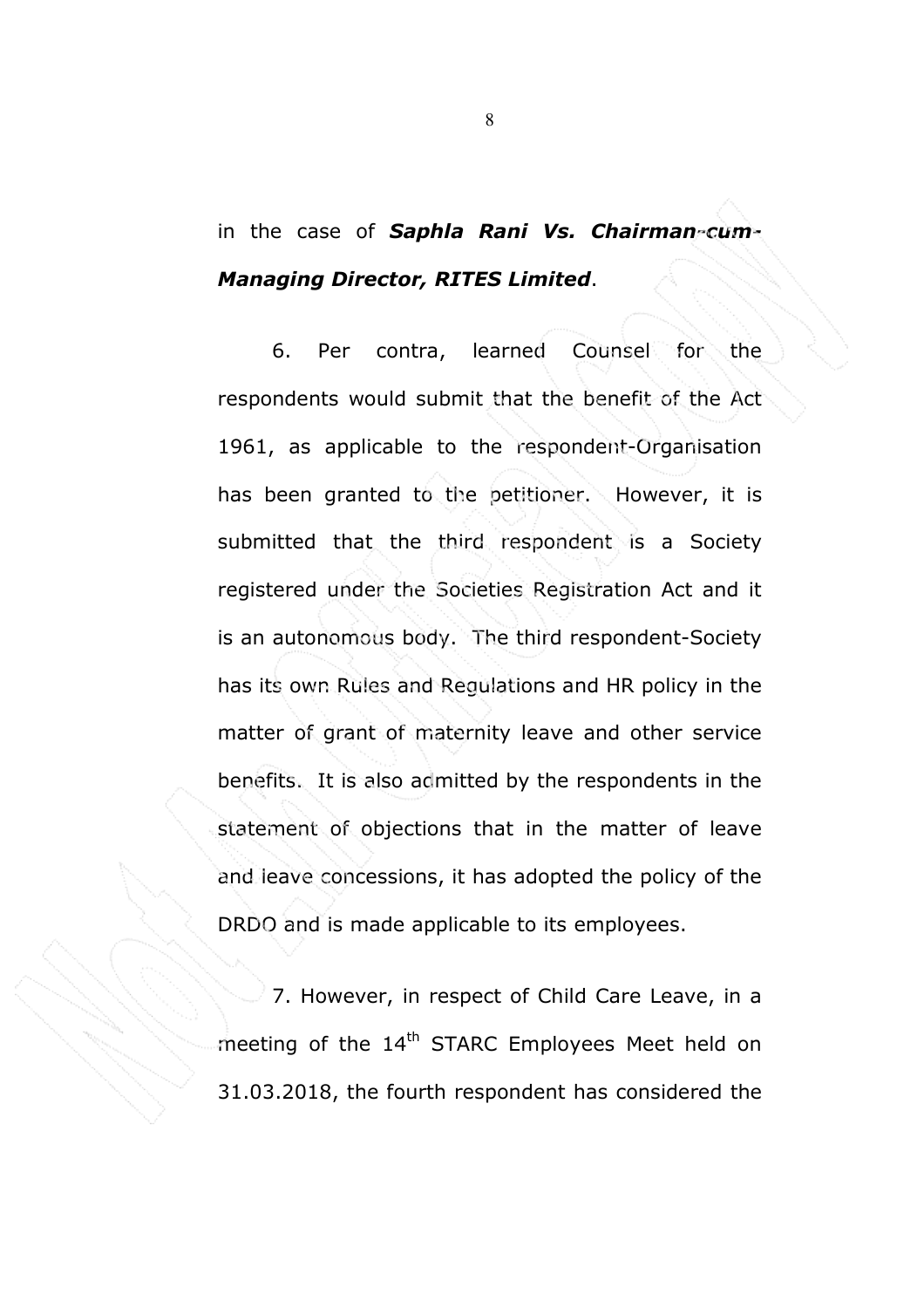in the case of ***Saphla Rani Vs. Chairman-cum-Managing Director, RITES Limited***.

6. Per contra, learned Counsel for the respondents would submit that the benefit of the Act 1961, as applicable to the respondent-Organisation has been granted to the petitioner. However, it is submitted that the third respondent is a Society registered under the Societies Registration Act and it is an autonomous body. The third respondent-Society has its own Rules and Regulations and HR policy in the matter of grant of maternity leave and other service benefits. It is also admitted by the respondents in the statement of objections that in the matter of leave and leave concessions, it has adopted the policy of the DRDO and is made applicable to its employees.

7. However, in respect of Child Care Leave, in a meeting of the 14th STARC Employees Meet held on 31.03.2018, the fourth respondent has considered the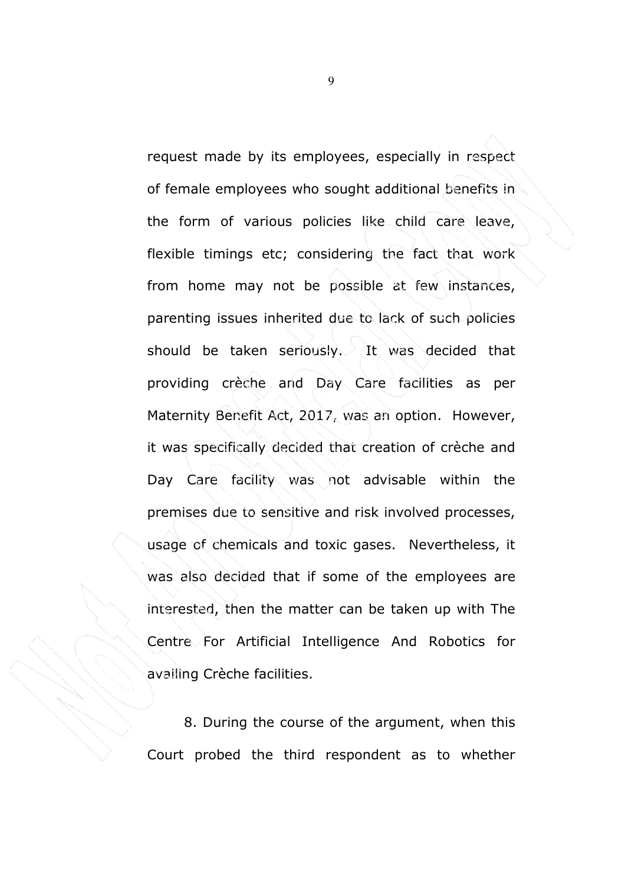request made by its employees, especially in respect of female employees who sought additional benefits in the form of various policies like child care leave, flexible timings etc; considering the fact that work from home may not be possible at few instances, parenting issues inherited due to lack of such policies should be taken seriously. It was decided that providing crèche and Day Care facilities as per Maternity Benefit Act, 2017, was an option. However, it was specifically decided that creation of crèche and Day Care facility was not advisable within the premises due to sensitive and risk involved processes, usage of chemicals and toxic gases. Nevertheless, it was also decided that if some of the employees are interested, then the matter can be taken up with The Centre For Artificial Intelligence And Robotics for availing Crèche facilities.

8. During the course of the argument, when this Court probed the third respondent as to whether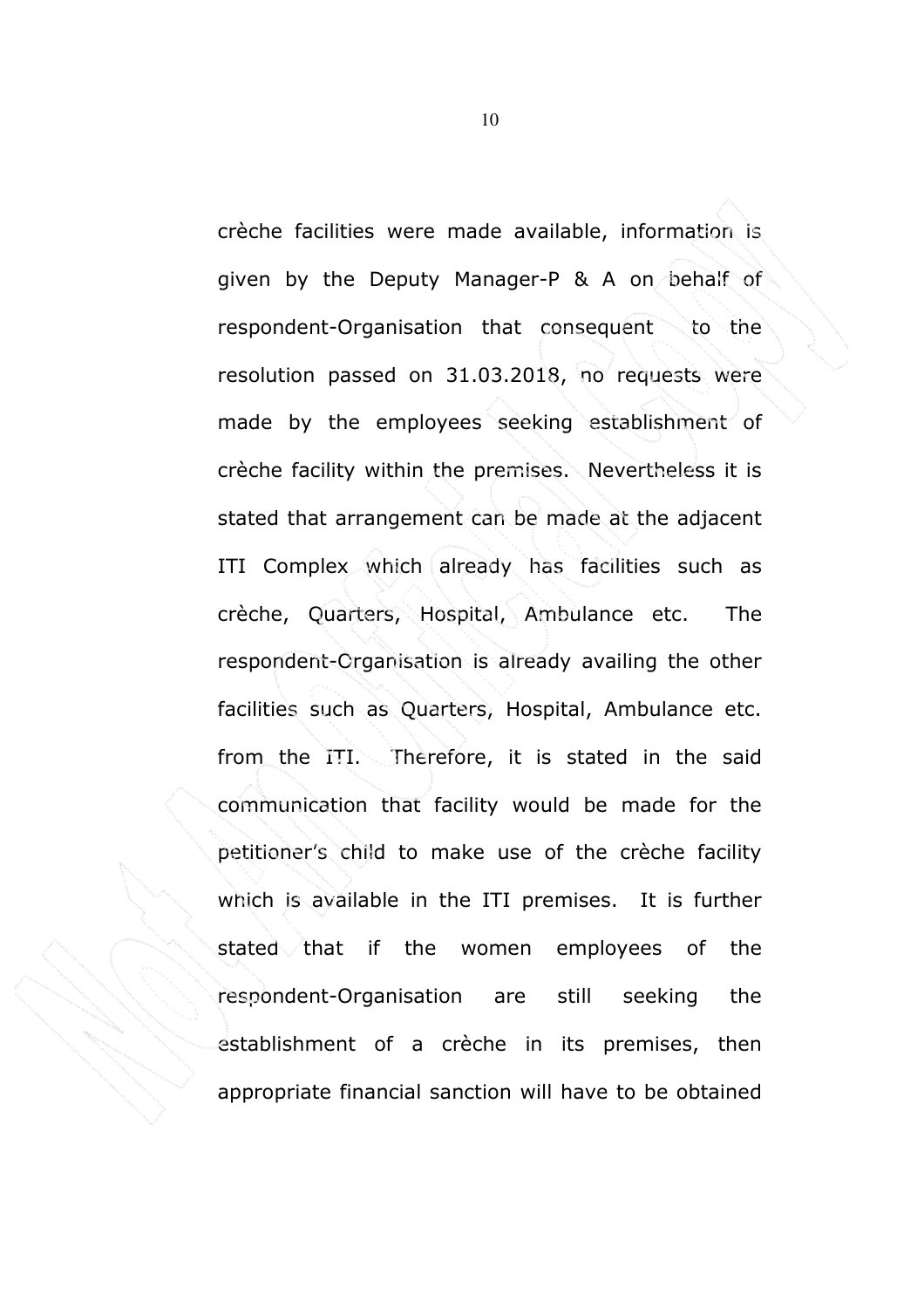crèche facilities were made available, information is given by the Deputy Manager-P & A on behalf of respondent-Organisation that consequent to the resolution passed on 31.03.2018, no requests were made by the employees seeking establishment of crèche facility within the premises. Nevertheless it is stated that arrangement can be made at the adjacent ITI Complex which already has facilities such as crèche, Quarters, Hospital, Ambulance etc. The respondent-Organisation is already availing the other facilities such as Quarters, Hospital, Ambulance etc. from the ITI. Therefore, it is stated in the said communication that facility would be made for the petitioner's child to make use of the crèche facility which is available in the ITI premises. It is further stated that if the women employees of the respondent-Organisation are still seeking the establishment of a crèche in its premises, then appropriate financial sanction will have to be obtained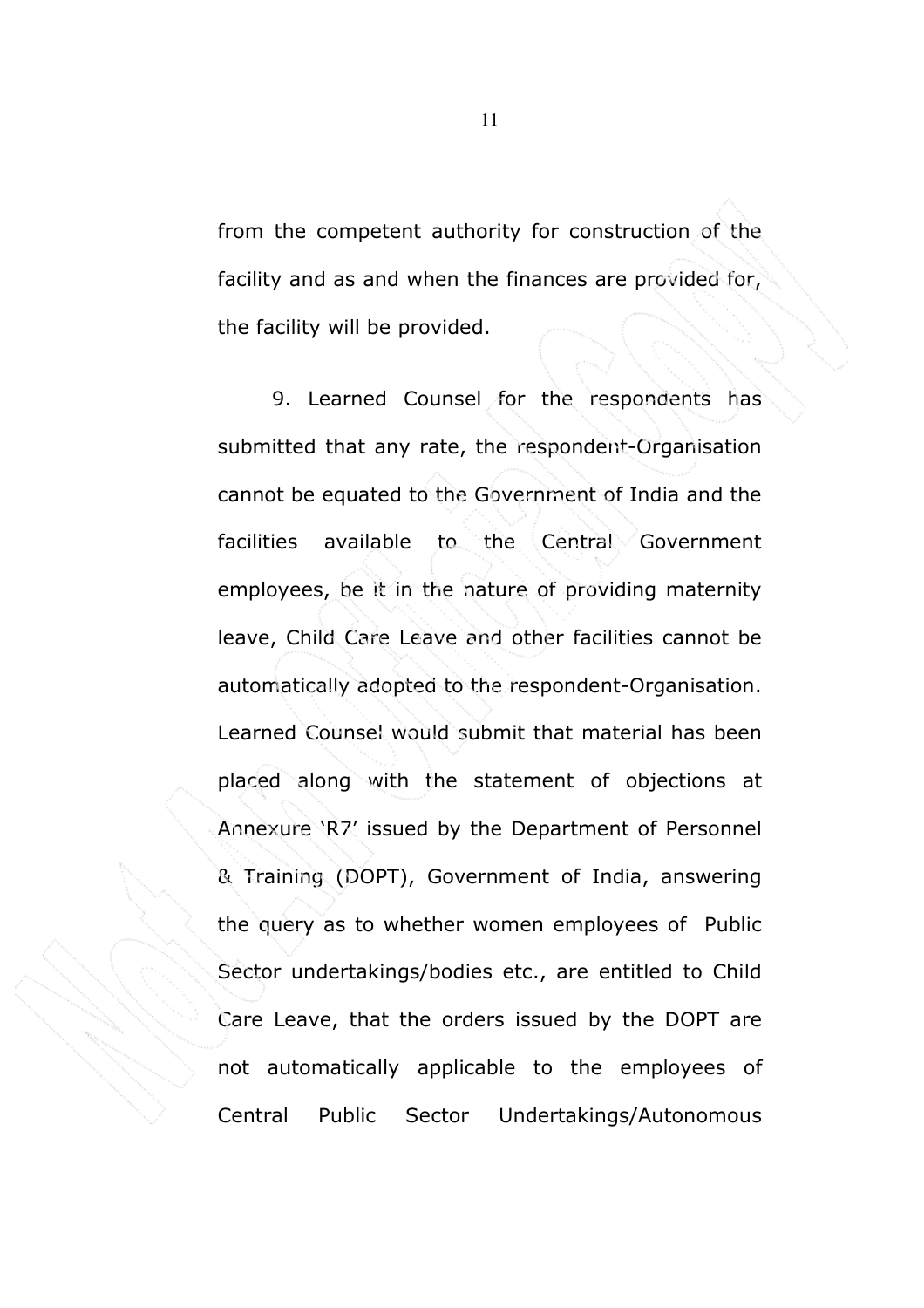from the competent authority for construction of the facility and as and when the finances are provided for, the facility will be provided.

9. Learned Counsel for the respondents has submitted that any rate, the respondent-Organisation cannot be equated to the Government of India and the facilities available to the Central Government employees, be it in the nature of providing maternity leave, Child Care Leave and other facilities cannot be automatically adopted to the respondent-Organisation. Learned Counsel would submit that material has been placed along with the statement of objections at Annexure 'R7' issued by the Department of Personnel & Training (DOPT), Government of India, answering the query as to whether women employees of Public Sector undertakings/bodies etc., are entitled to Child Care Leave, that the orders issued by the DOPT are not automatically applicable to the employees of Central Public Sector Undertakings/Autonomous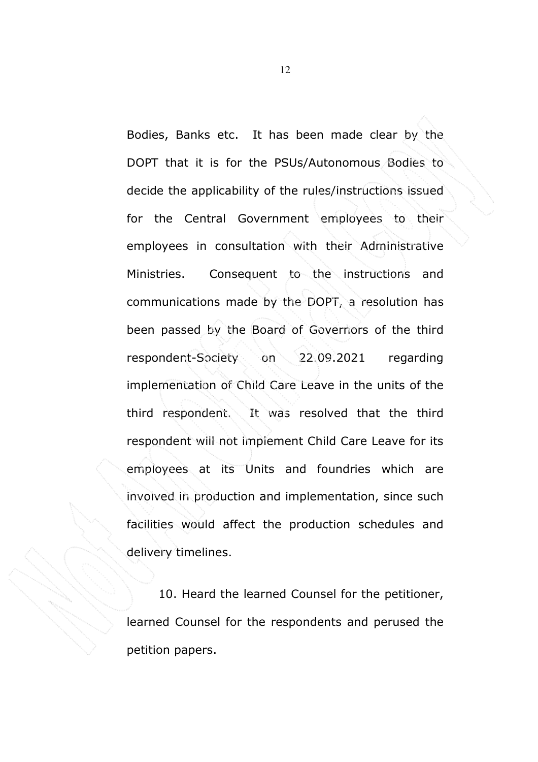Bodies, Banks etc. It has been made clear by the DOPT that it is for the PSUs/Autonomous Bodies to decide the applicability of the rules/instructions issued for the Central Government employees to their employees in consultation with their Administrative Ministries. Consequent to the instructions and communications made by the DOPT, a resolution has been passed by the Board of Governors of the third respondent-Society on 22.09.2021 regarding implementation of Child Care Leave in the units of the third respondent. It was resolved that the third respondent will not implement Child Care Leave for its employees at its Units and foundries which are involved in production and implementation, since such facilities would affect the production schedules and delivery timelines.

10. Heard the learned Counsel for the petitioner, learned Counsel for the respondents and perused the petition papers.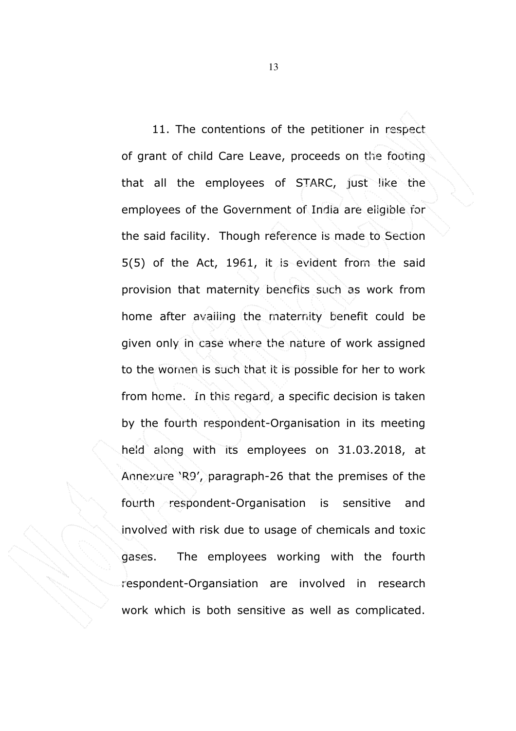11. The contentions of the petitioner in respect of grant of child Care Leave, proceeds on the footing that all the employees of STARC, just like the employees of the Government of India are eligible for the said facility. Though reference is made to Section 5(5) of the Act, 1961, it is evident from the said provision that maternity benefits such as work from home after availing the maternity benefit could be given only in case where the nature of work assigned to the women is such that it is possible for her to work from home. In this regard, a specific decision is taken by the fourth respondent-Organisation in its meeting held along with its employees on 31.03.2018, at Annexure 'R9', paragraph-26 that the premises of the fourth respondent-Organisation is sensitive and involved with risk due to usage of chemicals and toxic gases. The employees working with the fourth respondent-Organsiation are involved in research work which is both sensitive as well as complicated.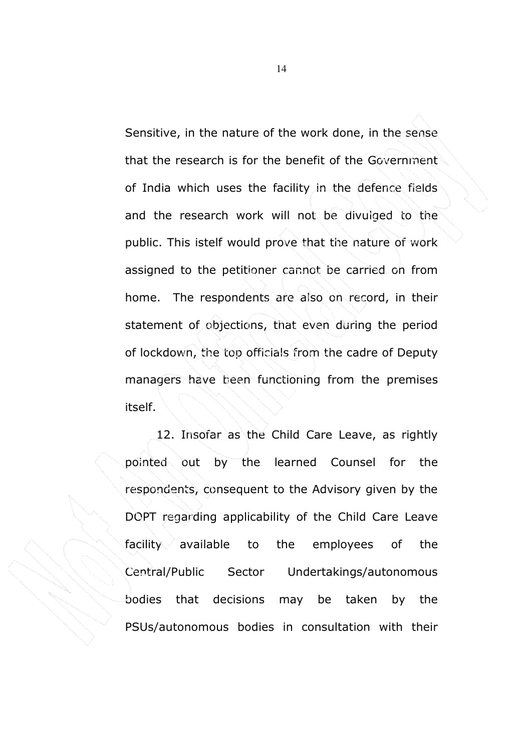Sensitive, in the nature of the work done, in the sense that the research is for the benefit of the Government of India which uses the facility in the defence fields and the research work will not be divulged to the public. This istelf would prove that the nature of work assigned to the petitioner cannot be carried on from home. The respondents are also on record, in their statement of objections, that even during the period of lockdown, the top officials from the cadre of Deputy managers have been functioning from the premises itself.

12. Insofar as the Child Care Leave, as rightly pointed out by the learned Counsel for the respondents, consequent to the Advisory given by the DOPT regarding applicability of the Child Care Leave facility available to the employees of the Central/Public Sector Undertakings/autonomous bodies that decisions may be taken by the PSUs/autonomous bodies in consultation with their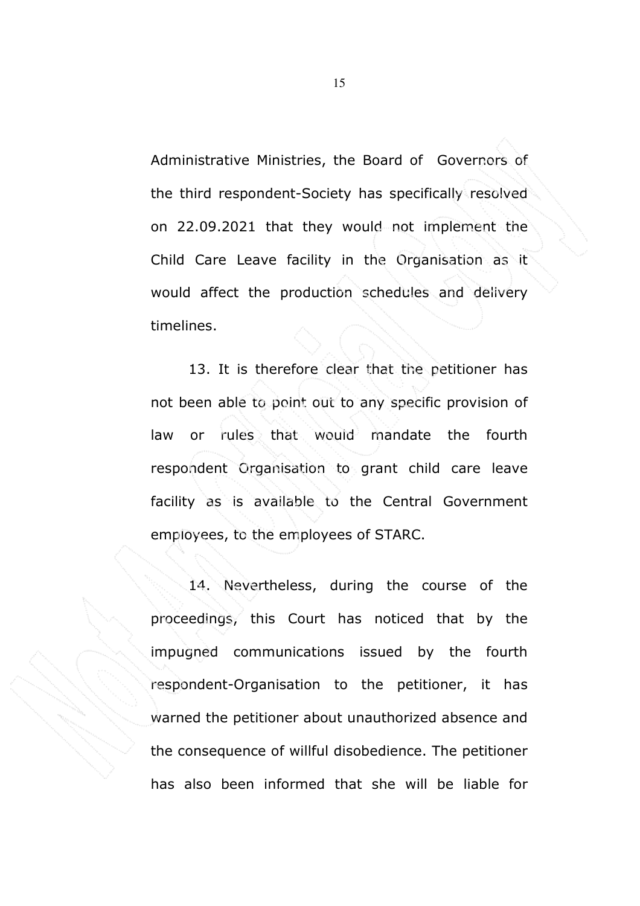Administrative Ministries, the Board of Governors of the third respondent-Society has specifically resolved on 22.09.2021 that they would not implement the Child Care Leave facility in the Organisation as it would affect the production schedules and delivery timelines.

13. It is therefore clear that the petitioner has not been able to point out to any specific provision of law or rules that would mandate the fourth respondent Organisation to grant child care leave facility as is available to the Central Government employees, to the employees of STARC.

14. Nevertheless, during the course of the proceedings, this Court has noticed that by the impugned communications issued by the fourth respondent-Organisation to the petitioner, it has warned the petitioner about unauthorized absence and the consequence of willful disobedience. The petitioner has also been informed that she will be liable for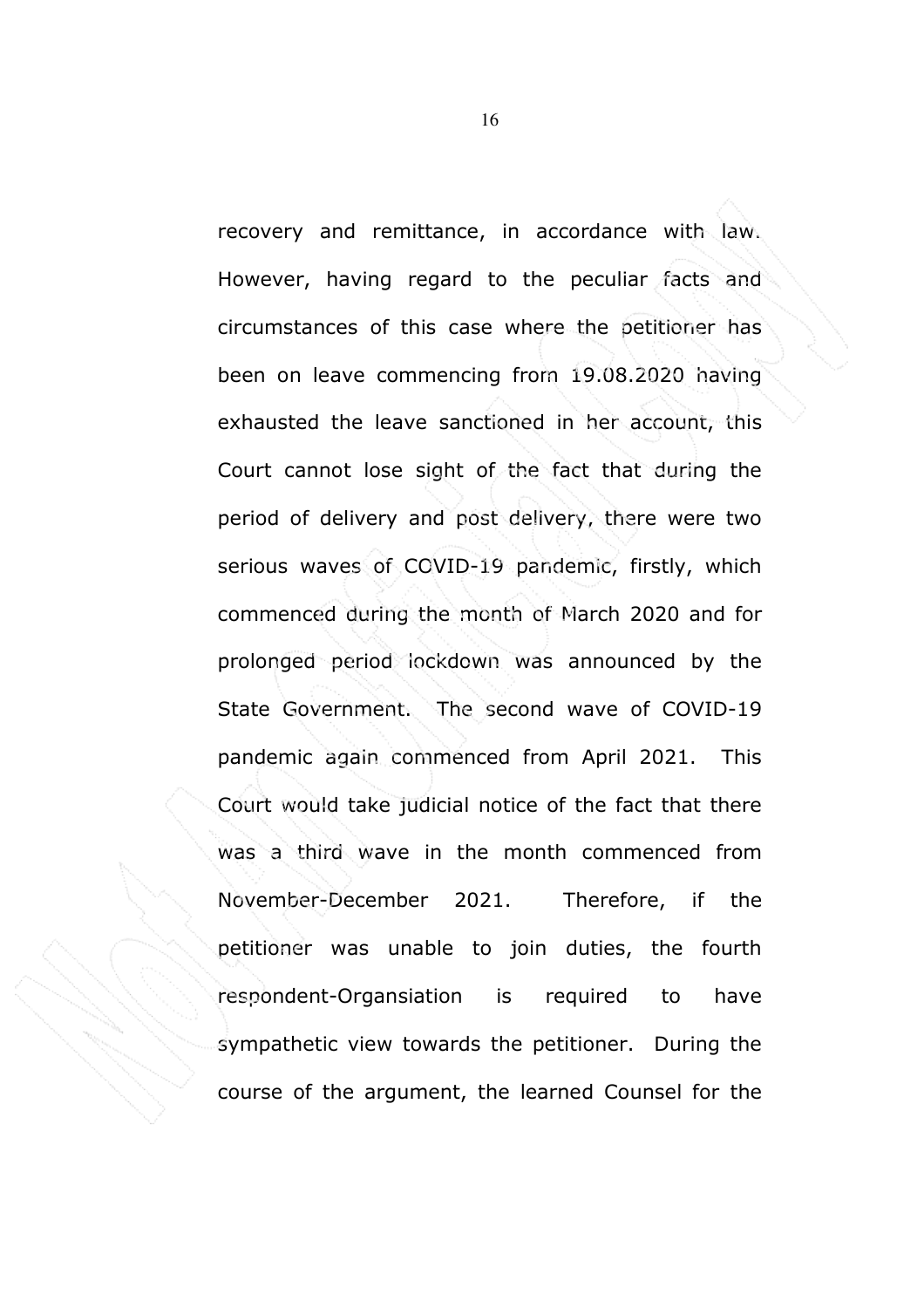recovery and remittance, in accordance with law. However, having regard to the peculiar facts and circumstances of this case where the petitioner has been on leave commencing from 19.08.2020 having exhausted the leave sanctioned in her account, this Court cannot lose sight of the fact that during the period of delivery and post delivery, there were two serious waves of COVID-19 pandemic, firstly, which commenced during the month of March 2020 and for prolonged period lockdown was announced by the State Government. The second wave of COVID-19 pandemic again commenced from April 2021. This Court would take judicial notice of the fact that there was a third wave in the month commenced from November-December 2021. Therefore, if the petitioner was unable to join duties, the fourth respondent-Organsiation is required to have sympathetic view towards the petitioner. During the course of the argument, the learned Counsel for the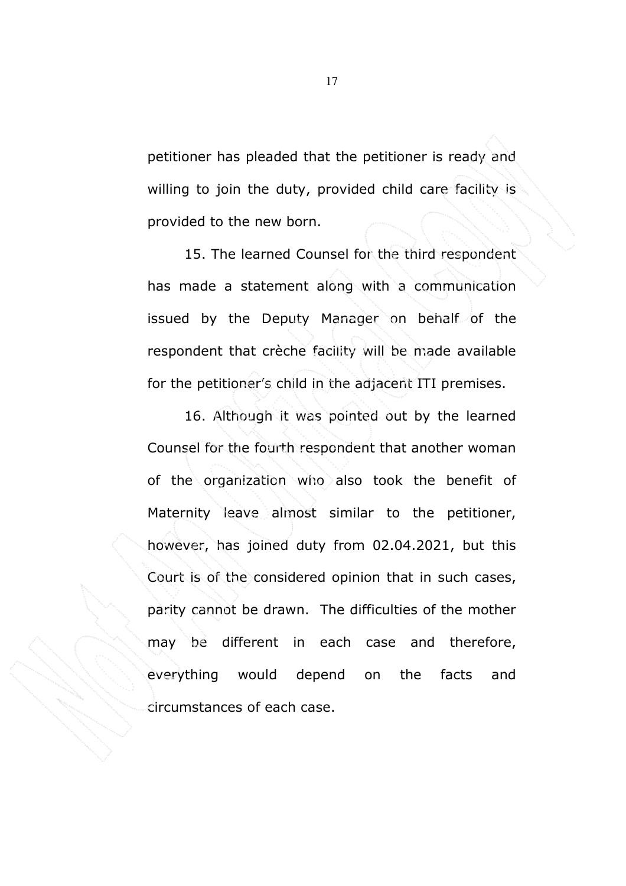petitioner has pleaded that the petitioner is ready and willing to join the duty, provided child care facility is provided to the new born.

15. The learned Counsel for the third respondent has made a statement along with a communication issued by the Deputy Manager on behalf of the respondent that crèche facility will be made available for the petitioner's child in the adjacent ITI premises.

16. Although it was pointed out by the learned Counsel for the fourth respondent that another woman of the organization who also took the benefit of Maternity leave almost similar to the petitioner, however, has joined duty from 02.04.2021, but this Court is of the considered opinion that in such cases, parity cannot be drawn. The difficulties of the mother may be different in each case and therefore, everything would depend on the facts and circumstances of each case.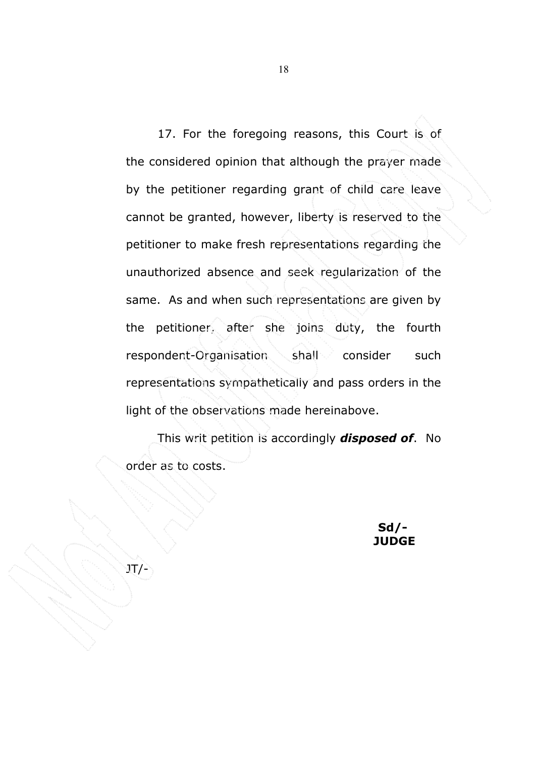17. For the foregoing reasons, this Court is of the considered opinion that although the prayer made by the petitioner regarding grant of child care leave cannot be granted, however, liberty is reserved to the petitioner to make fresh representations regarding the unauthorized absence and seek regularization of the same. As and when such representations are given by the petitioner, after she joins duty, the fourth respondent-Organisation shall consider such representations sympathetically and pass orders in the light of the observations made hereinabove.

This writ petition is accordingly ***disposed of***. No order as to costs.

**Sd/-**
**JUDGE**

JT/-